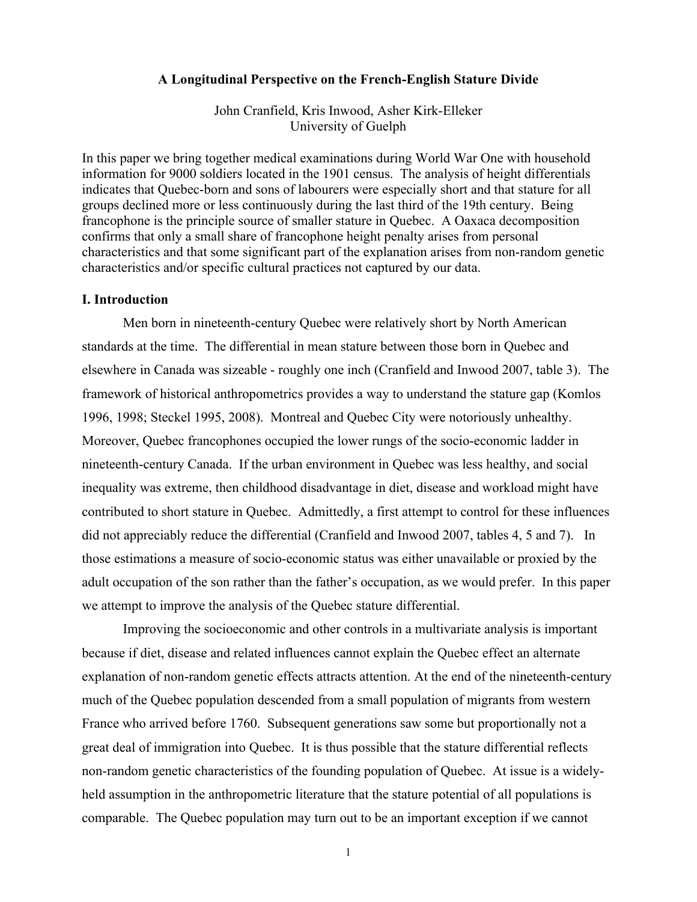# A Longitudinal Perspective on the French-English Stature Divide

John Cranfield, Kris Inwood, Asher Kirk-Elleker
University of Guelph

In this paper we bring together medical examinations during World War One with household information for 9000 soldiers located in the 1901 census. The analysis of height differentials indicates that Quebec-born and sons of labourers were especially short and that stature for all groups declined more or less continuously during the last third of the 19th century. Being francophone is the principle source of smaller stature in Quebec. A Oaxaca decomposition confirms that only a small share of francophone height penalty arises from personal characteristics and that some significant part of the explanation arises from non-random genetic characteristics and/or specific cultural practices not captured by our data.

## I. Introduction

Men born in nineteenth-century Quebec were relatively short by North American standards at the time. The differential in mean stature between those born in Quebec and elsewhere in Canada was sizeable - roughly one inch (Cranfield and Inwood 2007, table 3). The framework of historical anthropometrics provides a way to understand the stature gap (Komlos 1996, 1998; Steckel 1995, 2008). Montreal and Quebec City were notoriously unhealthy. Moreover, Quebec francophones occupied the lower rungs of the socio-economic ladder in nineteenth-century Canada. If the urban environment in Quebec was less healthy, and social inequality was extreme, then childhood disadvantage in diet, disease and workload might have contributed to short stature in Quebec. Admittedly, a first attempt to control for these influences did not appreciably reduce the differential (Cranfield and Inwood 2007, tables 4, 5 and 7). In those estimations a measure of socio-economic status was either unavailable or proxied by the adult occupation of the son rather than the father's occupation, as we would prefer. In this paper we attempt to improve the analysis of the Quebec stature differential.

Improving the socioeconomic and other controls in a multivariate analysis is important because if diet, disease and related influences cannot explain the Quebec effect an alternate explanation of non-random genetic effects attracts attention. At the end of the nineteenth-century much of the Quebec population descended from a small population of migrants from western France who arrived before 1760. Subsequent generations saw some but proportionally not a great deal of immigration into Quebec. It is thus possible that the stature differential reflects non-random genetic characteristics of the founding population of Quebec. At issue is a widely-held assumption in the anthropometric literature that the stature potential of all populations is comparable. The Quebec population may turn out to be an important exception if we cannot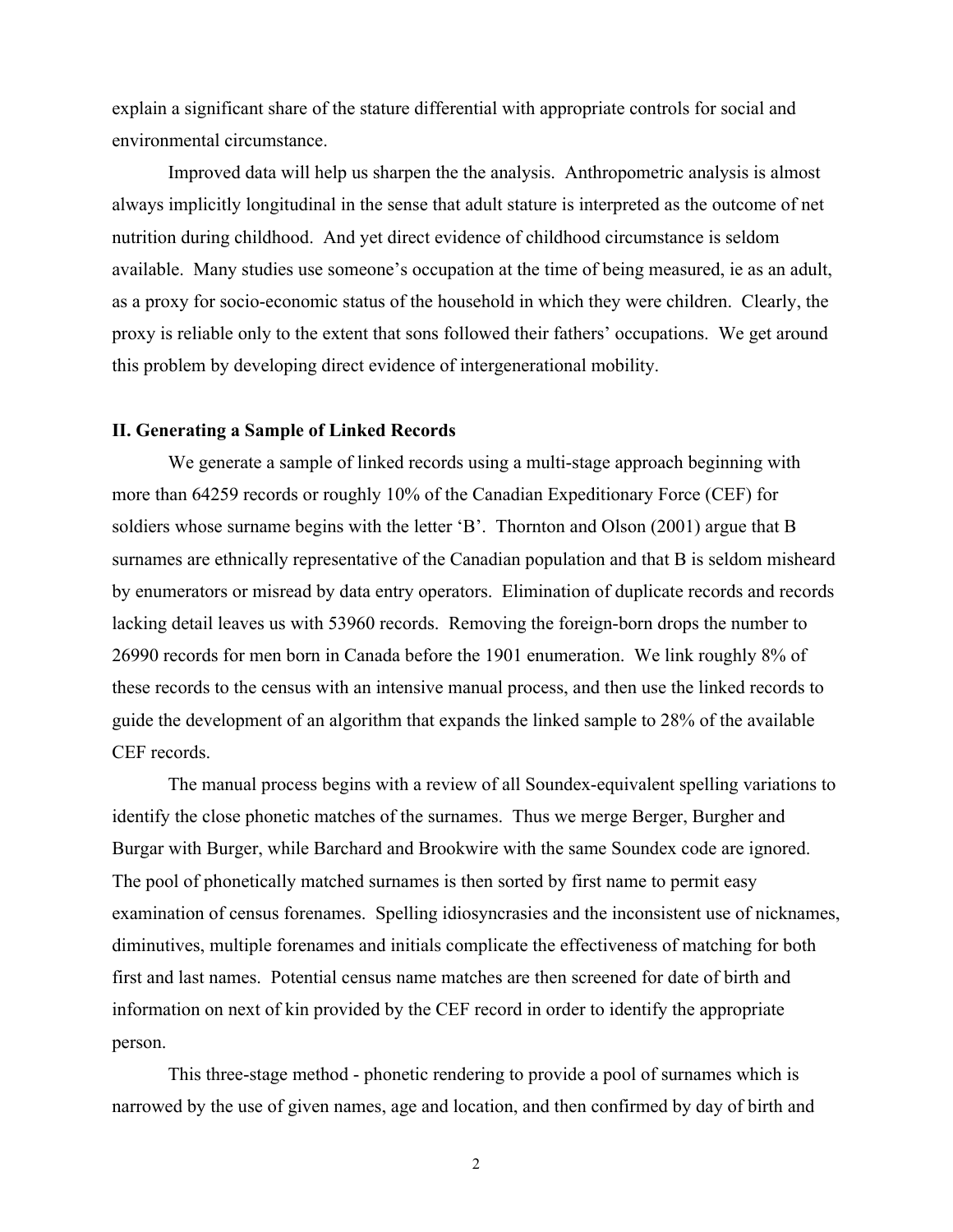explain a significant share of the stature differential with appropriate controls for social and environmental circumstance.

Improved data will help us sharpen the the analysis. Anthropometric analysis is almost always implicitly longitudinal in the sense that adult stature is interpreted as the outcome of net nutrition during childhood. And yet direct evidence of childhood circumstance is seldom available. Many studies use someone's occupation at the time of being measured, ie as an adult, as a proxy for socio-economic status of the household in which they were children. Clearly, the proxy is reliable only to the extent that sons followed their fathers' occupations. We get around this problem by developing direct evidence of intergenerational mobility.

## II. Generating a Sample of Linked Records

We generate a sample of linked records using a multi-stage approach beginning with more than 64259 records or roughly 10% of the Canadian Expeditionary Force (CEF) for soldiers whose surname begins with the letter 'B'. Thornton and Olson (2001) argue that B surnames are ethnically representative of the Canadian population and that B is seldom misheard by enumerators or misread by data entry operators. Elimination of duplicate records and records lacking detail leaves us with 53960 records. Removing the foreign-born drops the number to 26990 records for men born in Canada before the 1901 enumeration. We link roughly 8% of these records to the census with an intensive manual process, and then use the linked records to guide the development of an algorithm that expands the linked sample to 28% of the available CEF records.

The manual process begins with a review of all Soundex-equivalent spelling variations to identify the close phonetic matches of the surnames. Thus we merge Berger, Burgher and Burgar with Burger, while Barchard and Brookwire with the same Soundex code are ignored. The pool of phonetically matched surnames is then sorted by first name to permit easy examination of census forenames. Spelling idiosyncrasies and the inconsistent use of nicknames, diminutives, multiple forenames and initials complicate the effectiveness of matching for both first and last names. Potential census name matches are then screened for date of birth and information on next of kin provided by the CEF record in order to identify the appropriate person.

This three-stage method - phonetic rendering to provide a pool of surnames which is narrowed by the use of given names, age and location, and then confirmed by day of birth and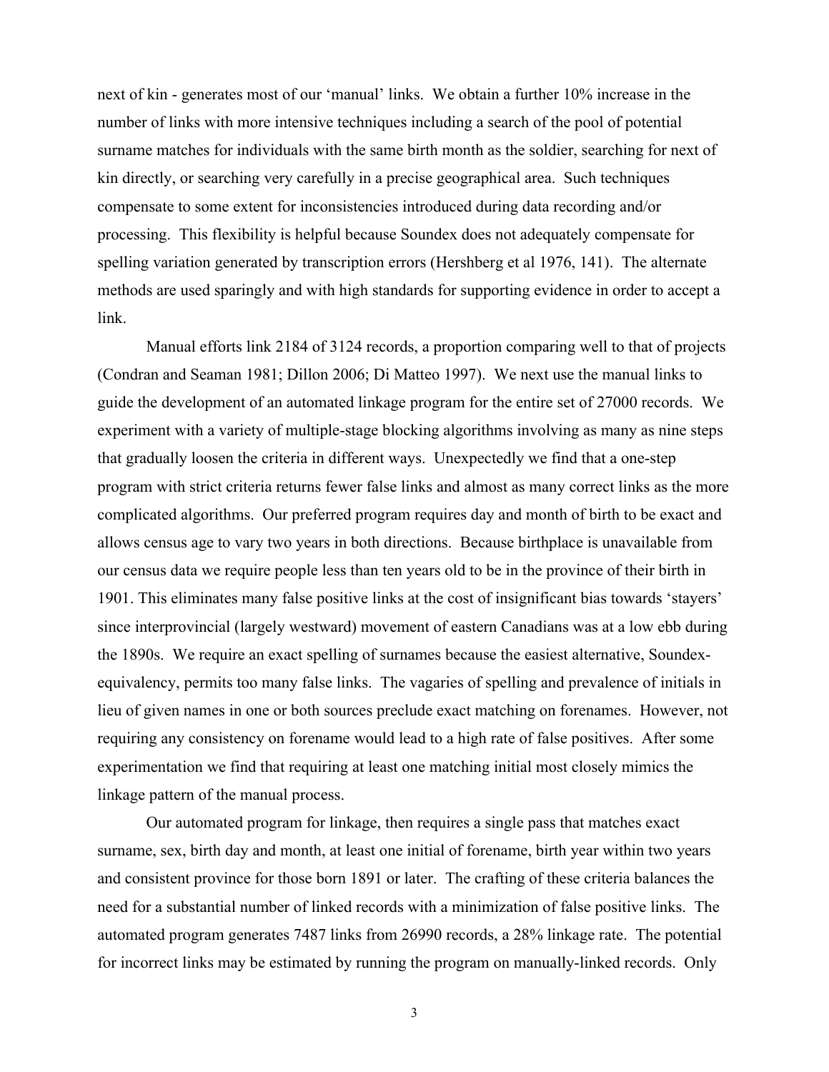next of kin - generates most of our 'manual' links. We obtain a further 10% increase in the number of links with more intensive techniques including a search of the pool of potential surname matches for individuals with the same birth month as the soldier, searching for next of kin directly, or searching very carefully in a precise geographical area. Such techniques compensate to some extent for inconsistencies introduced during data recording and/or processing. This flexibility is helpful because Soundex does not adequately compensate for spelling variation generated by transcription errors (Hershberg et al 1976, 141). The alternate methods are used sparingly and with high standards for supporting evidence in order to accept a link.

Manual efforts link 2184 of 3124 records, a proportion comparing well to that of projects (Condran and Seaman 1981; Dillon 2006; Di Matteo 1997). We next use the manual links to guide the development of an automated linkage program for the entire set of 27000 records. We experiment with a variety of multiple-stage blocking algorithms involving as many as nine steps that gradually loosen the criteria in different ways. Unexpectedly we find that a one-step program with strict criteria returns fewer false links and almost as many correct links as the more complicated algorithms. Our preferred program requires day and month of birth to be exact and allows census age to vary two years in both directions. Because birthplace is unavailable from our census data we require people less than ten years old to be in the province of their birth in 1901. This eliminates many false positive links at the cost of insignificant bias towards 'stayers' since interprovincial (largely westward) movement of eastern Canadians was at a low ebb during the 1890s. We require an exact spelling of surnames because the easiest alternative, Soundex-equivalency, permits too many false links. The vagaries of spelling and prevalence of initials in lieu of given names in one or both sources preclude exact matching on forenames. However, not requiring any consistency on forename would lead to a high rate of false positives. After some experimentation we find that requiring at least one matching initial most closely mimics the linkage pattern of the manual process.

Our automated program for linkage, then requires a single pass that matches exact surname, sex, birth day and month, at least one initial of forename, birth year within two years and consistent province for those born 1891 or later. The crafting of these criteria balances the need for a substantial number of linked records with a minimization of false positive links. The automated program generates 7487 links from 26990 records, a 28% linkage rate. The potential for incorrect links may be estimated by running the program on manually-linked records. Only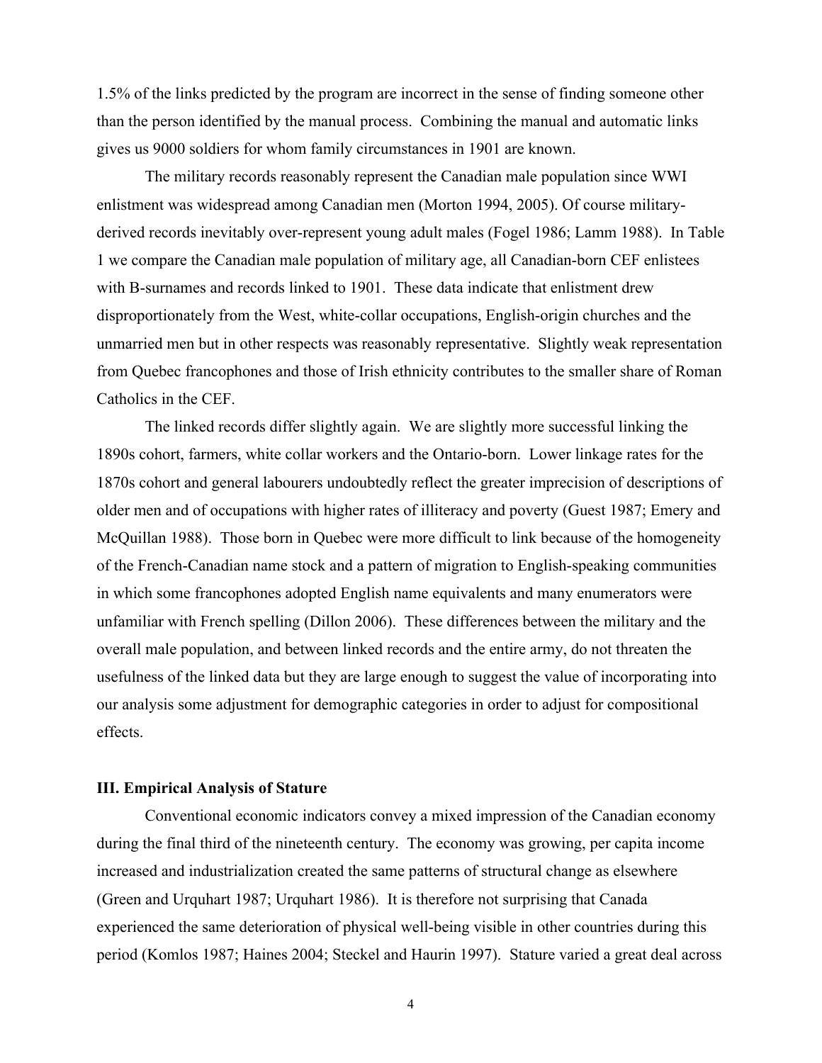1.5% of the links predicted by the program are incorrect in the sense of finding someone other than the person identified by the manual process. Combining the manual and automatic links gives us 9000 soldiers for whom family circumstances in 1901 are known.

The military records reasonably represent the Canadian male population since WWI enlistment was widespread among Canadian men (Morton 1994, 2005). Of course military-derived records inevitably over-represent young adult males (Fogel 1986; Lamm 1988). In Table 1 we compare the Canadian male population of military age, all Canadian-born CEF enlistees with B-surnames and records linked to 1901. These data indicate that enlistment drew disproportionately from the West, white-collar occupations, English-origin churches and the unmarried men but in other respects was reasonably representative. Slightly weak representation from Quebec francophones and those of Irish ethnicity contributes to the smaller share of Roman Catholics in the CEF.

The linked records differ slightly again. We are slightly more successful linking the 1890s cohort, farmers, white collar workers and the Ontario-born. Lower linkage rates for the 1870s cohort and general labourers undoubtedly reflect the greater imprecision of descriptions of older men and of occupations with higher rates of illiteracy and poverty (Guest 1987; Emery and McQuillan 1988). Those born in Quebec were more difficult to link because of the homogeneity of the French-Canadian name stock and a pattern of migration to English-speaking communities in which some francophones adopted English name equivalents and many enumerators were unfamiliar with French spelling (Dillon 2006). These differences between the military and the overall male population, and between linked records and the entire army, do not threaten the usefulness of the linked data but they are large enough to suggest the value of incorporating into our analysis some adjustment for demographic categories in order to adjust for compositional effects.

## III. Empirical Analysis of Stature

Conventional economic indicators convey a mixed impression of the Canadian economy during the final third of the nineteenth century. The economy was growing, per capita income increased and industrialization created the same patterns of structural change as elsewhere (Green and Urquhart 1987; Urquhart 1986). It is therefore not surprising that Canada experienced the same deterioration of physical well-being visible in other countries during this period (Komlos 1987; Haines 2004; Steckel and Haurin 1997). Stature varied a great deal across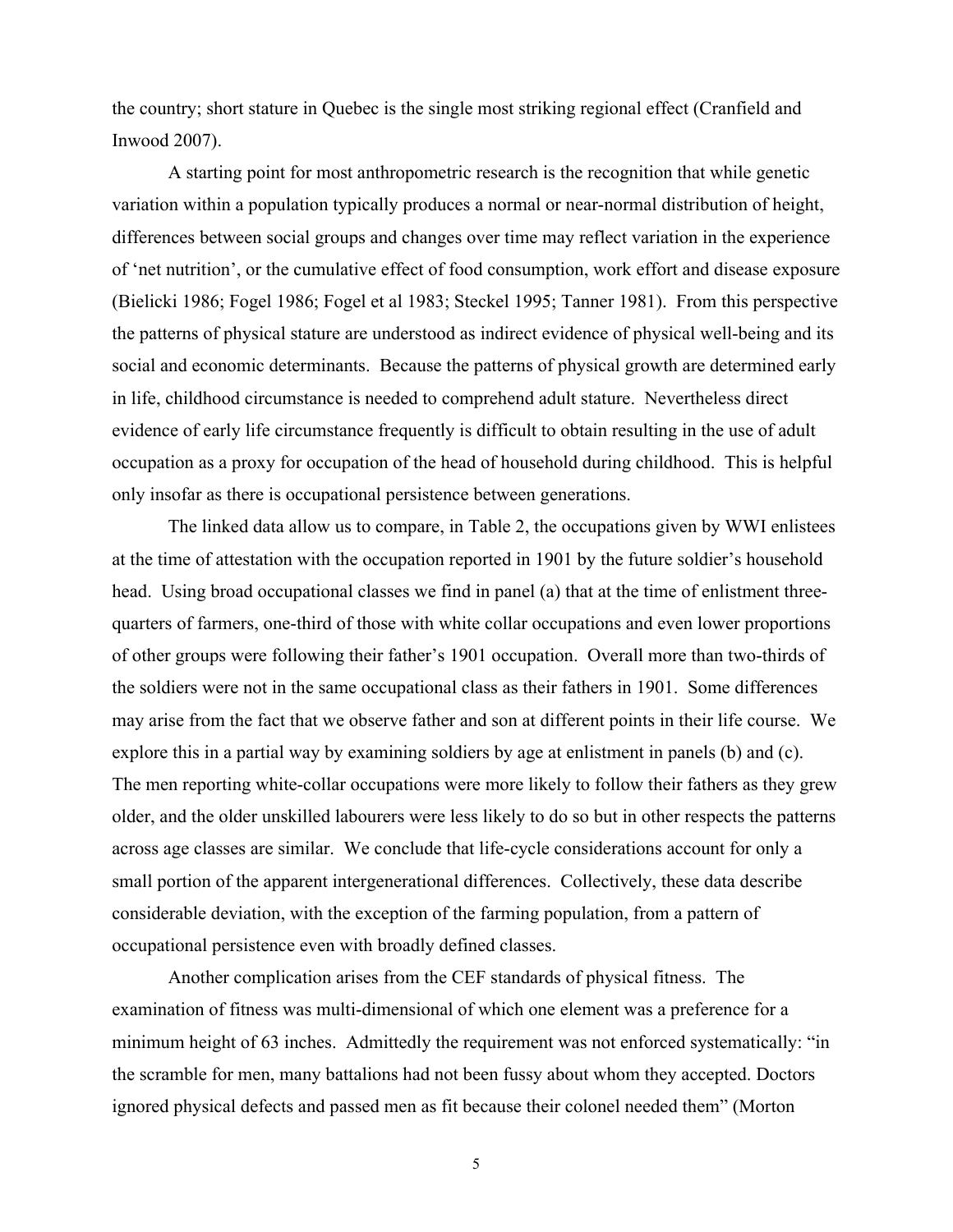the country; short stature in Quebec is the single most striking regional effect (Cranfield and Inwood 2007).

A starting point for most anthropometric research is the recognition that while genetic variation within a population typically produces a normal or near-normal distribution of height, differences between social groups and changes over time may reflect variation in the experience of 'net nutrition', or the cumulative effect of food consumption, work effort and disease exposure (Bielicki 1986; Fogel 1986; Fogel et al 1983; Steckel 1995; Tanner 1981). From this perspective the patterns of physical stature are understood as indirect evidence of physical well-being and its social and economic determinants. Because the patterns of physical growth are determined early in life, childhood circumstance is needed to comprehend adult stature. Nevertheless direct evidence of early life circumstance frequently is difficult to obtain resulting in the use of adult occupation as a proxy for occupation of the head of household during childhood. This is helpful only insofar as there is occupational persistence between generations.

The linked data allow us to compare, in Table 2, the occupations given by WWI enlistees at the time of attestation with the occupation reported in 1901 by the future soldier's household head. Using broad occupational classes we find in panel (a) that at the time of enlistment three-quarters of farmers, one-third of those with white collar occupations and even lower proportions of other groups were following their father's 1901 occupation. Overall more than two-thirds of the soldiers were not in the same occupational class as their fathers in 1901. Some differences may arise from the fact that we observe father and son at different points in their life course. We explore this in a partial way by examining soldiers by age at enlistment in panels (b) and (c). The men reporting white-collar occupations were more likely to follow their fathers as they grew older, and the older unskilled labourers were less likely to do so but in other respects the patterns across age classes are similar. We conclude that life-cycle considerations account for only a small portion of the apparent intergenerational differences. Collectively, these data describe considerable deviation, with the exception of the farming population, from a pattern of occupational persistence even with broadly defined classes.

Another complication arises from the CEF standards of physical fitness. The examination of fitness was multi-dimensional of which one element was a preference for a minimum height of 63 inches. Admittedly the requirement was not enforced systematically: "in the scramble for men, many battalions had not been fussy about whom they accepted. Doctors ignored physical defects and passed men as fit because their colonel needed them" (Morton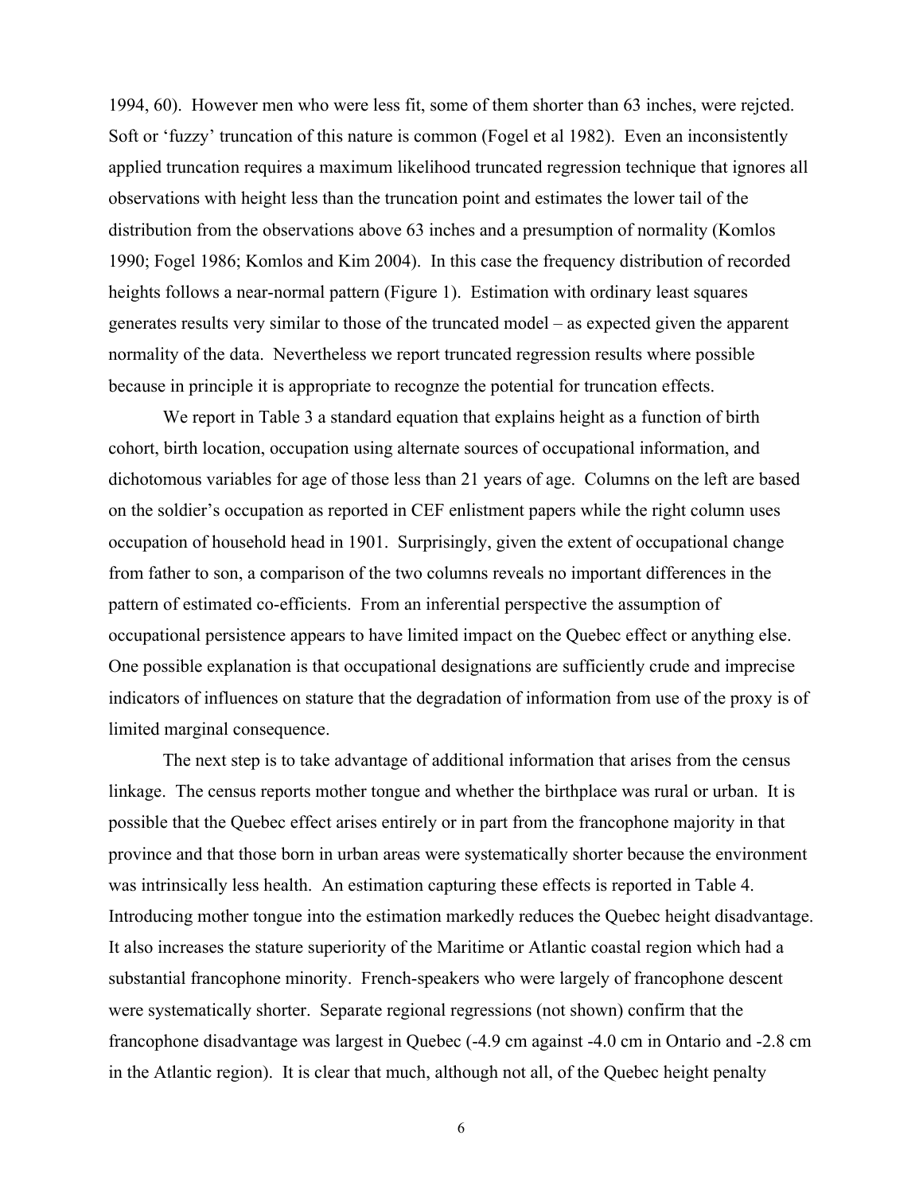1994, 60). However men who were less fit, some of them shorter than 63 inches, were rejcted. Soft or 'fuzzy' truncation of this nature is common (Fogel et al 1982). Even an inconsistently applied truncation requires a maximum likelihood truncated regression technique that ignores all observations with height less than the truncation point and estimates the lower tail of the distribution from the observations above 63 inches and a presumption of normality (Komlos 1990; Fogel 1986; Komlos and Kim 2004). In this case the frequency distribution of recorded heights follows a near-normal pattern (Figure 1). Estimation with ordinary least squares generates results very similar to those of the truncated model – as expected given the apparent normality of the data. Nevertheless we report truncated regression results where possible because in principle it is appropriate to recognze the potential for truncation effects.

We report in Table 3 a standard equation that explains height as a function of birth cohort, birth location, occupation using alternate sources of occupational information, and dichotomous variables for age of those less than 21 years of age. Columns on the left are based on the soldier's occupation as reported in CEF enlistment papers while the right column uses occupation of household head in 1901. Surprisingly, given the extent of occupational change from father to son, a comparison of the two columns reveals no important differences in the pattern of estimated co-efficients. From an inferential perspective the assumption of occupational persistence appears to have limited impact on the Quebec effect or anything else. One possible explanation is that occupational designations are sufficiently crude and imprecise indicators of influences on stature that the degradation of information from use of the proxy is of limited marginal consequence.

The next step is to take advantage of additional information that arises from the census linkage. The census reports mother tongue and whether the birthplace was rural or urban. It is possible that the Quebec effect arises entirely or in part from the francophone majority in that province and that those born in urban areas were systematically shorter because the environment was intrinsically less health. An estimation capturing these effects is reported in Table 4. Introducing mother tongue into the estimation markedly reduces the Quebec height disadvantage. It also increases the stature superiority of the Maritime or Atlantic coastal region which had a substantial francophone minority. French-speakers who were largely of francophone descent were systematically shorter. Separate regional regressions (not shown) confirm that the francophone disadvantage was largest in Quebec (-4.9 cm against -4.0 cm in Ontario and -2.8 cm in the Atlantic region). It is clear that much, although not all, of the Quebec height penalty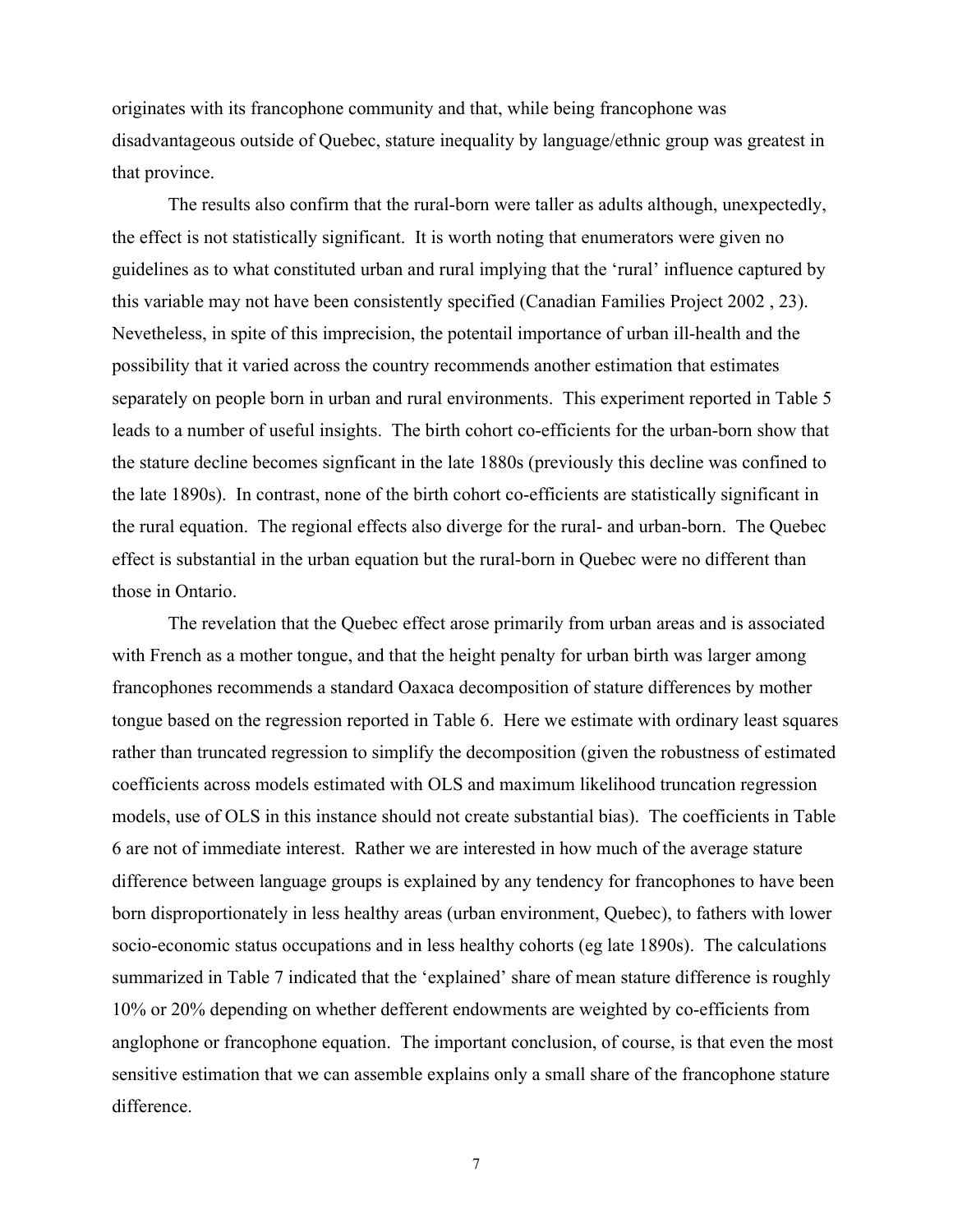originates with its francophone community and that, while being francophone was disadvantageous outside of Quebec, stature inequality by language/ethnic group was greatest in that province.

The results also confirm that the rural-born were taller as adults although, unexpectedly, the effect is not statistically significant. It is worth noting that enumerators were given no guidelines as to what constituted urban and rural implying that the 'rural' influence captured by this variable may not have been consistently specified (Canadian Families Project 2002 , 23). Nevetheless, in spite of this imprecision, the potentail importance of urban ill-health and the possibility that it varied across the country recommends another estimation that estimates separately on people born in urban and rural environments. This experiment reported in Table 5 leads to a number of useful insights. The birth cohort co-efficients for the urban-born show that the stature decline becomes signficant in the late 1880s (previously this decline was confined to the late 1890s). In contrast, none of the birth cohort co-efficients are statistically significant in the rural equation. The regional effects also diverge for the rural- and urban-born. The Quebec effect is substantial in the urban equation but the rural-born in Quebec were no different than those in Ontario.

The revelation that the Quebec effect arose primarily from urban areas and is associated with French as a mother tongue, and that the height penalty for urban birth was larger among francophones recommends a standard Oaxaca decomposition of stature differences by mother tongue based on the regression reported in Table 6. Here we estimate with ordinary least squares rather than truncated regression to simplify the decomposition (given the robustness of estimated coefficients across models estimated with OLS and maximum likelihood truncation regression models, use of OLS in this instance should not create substantial bias). The coefficients in Table 6 are not of immediate interest. Rather we are interested in how much of the average stature difference between language groups is explained by any tendency for francophones to have been born disproportionately in less healthy areas (urban environment, Quebec), to fathers with lower socio-economic status occupations and in less healthy cohorts (eg late 1890s). The calculations summarized in Table 7 indicated that the 'explained' share of mean stature difference is roughly 10% or 20% depending on whether defferent endowments are weighted by co-efficients from anglophone or francophone equation. The important conclusion, of course, is that even the most sensitive estimation that we can assemble explains only a small share of the francophone stature difference.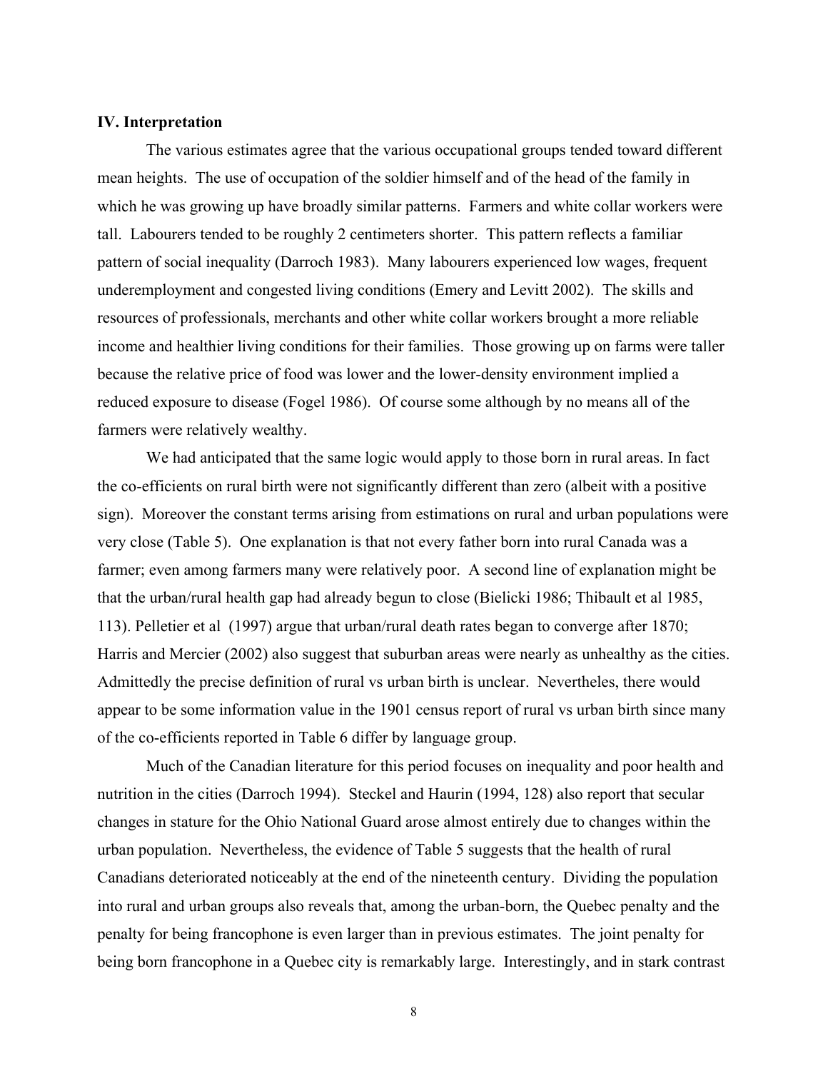**IV. Interpretation**

The various estimates agree that the various occupational groups tended toward different mean heights. The use of occupation of the soldier himself and of the head of the family in which he was growing up have broadly similar patterns. Farmers and white collar workers were tall. Labourers tended to be roughly 2 centimeters shorter. This pattern reflects a familiar pattern of social inequality (Darroch 1983). Many labourers experienced low wages, frequent underemployment and congested living conditions (Emery and Levitt 2002). The skills and resources of professionals, merchants and other white collar workers brought a more reliable income and healthier living conditions for their families. Those growing up on farms were taller because the relative price of food was lower and the lower-density environment implied a reduced exposure to disease (Fogel 1986). Of course some although by no means all of the farmers were relatively wealthy.

We had anticipated that the same logic would apply to those born in rural areas. In fact the co-efficients on rural birth were not significantly different than zero (albeit with a positive sign). Moreover the constant terms arising from estimations on rural and urban populations were very close (Table 5). One explanation is that not every father born into rural Canada was a farmer; even among farmers many were relatively poor. A second line of explanation might be that the urban/rural health gap had already begun to close (Bielicki 1986; Thibault et al 1985, 113). Pelletier et al (1997) argue that urban/rural death rates began to converge after 1870; Harris and Mercier (2002) also suggest that suburban areas were nearly as unhealthy as the cities. Admittedly the precise definition of rural vs urban birth is unclear. Nevertheles, there would appear to be some information value in the 1901 census report of rural vs urban birth since many of the co-efficients reported in Table 6 differ by language group.

Much of the Canadian literature for this period focuses on inequality and poor health and nutrition in the cities (Darroch 1994). Steckel and Haurin (1994, 128) also report that secular changes in stature for the Ohio National Guard arose almost entirely due to changes within the urban population. Nevertheless, the evidence of Table 5 suggests that the health of rural Canadians deteriorated noticeably at the end of the nineteenth century. Dividing the population into rural and urban groups also reveals that, among the urban-born, the Quebec penalty and the penalty for being francophone is even larger than in previous estimates. The joint penalty for being born francophone in a Quebec city is remarkably large. Interestingly, and in stark contrast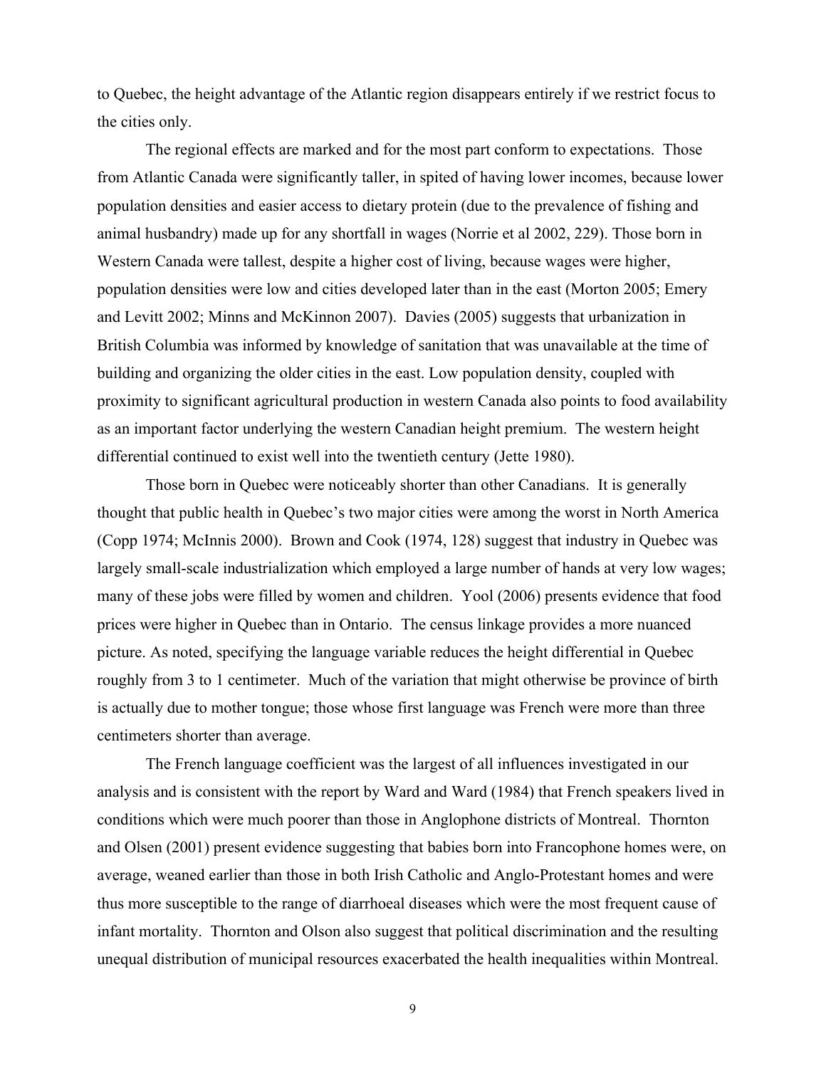to Quebec, the height advantage of the Atlantic region disappears entirely if we restrict focus to the cities only.

The regional effects are marked and for the most part conform to expectations. Those from Atlantic Canada were significantly taller, in spited of having lower incomes, because lower population densities and easier access to dietary protein (due to the prevalence of fishing and animal husbandry) made up for any shortfall in wages (Norrie et al 2002, 229). Those born in Western Canada were tallest, despite a higher cost of living, because wages were higher, population densities were low and cities developed later than in the east (Morton 2005; Emery and Levitt 2002; Minns and McKinnon 2007). Davies (2005) suggests that urbanization in British Columbia was informed by knowledge of sanitation that was unavailable at the time of building and organizing the older cities in the east. Low population density, coupled with proximity to significant agricultural production in western Canada also points to food availability as an important factor underlying the western Canadian height premium. The western height differential continued to exist well into the twentieth century (Jette 1980).

Those born in Quebec were noticeably shorter than other Canadians. It is generally thought that public health in Quebec's two major cities were among the worst in North America (Copp 1974; McInnis 2000). Brown and Cook (1974, 128) suggest that industry in Quebec was largely small-scale industrialization which employed a large number of hands at very low wages; many of these jobs were filled by women and children. Yool (2006) presents evidence that food prices were higher in Quebec than in Ontario. The census linkage provides a more nuanced picture. As noted, specifying the language variable reduces the height differential in Quebec roughly from 3 to 1 centimeter. Much of the variation that might otherwise be province of birth is actually due to mother tongue; those whose first language was French were more than three centimeters shorter than average.

The French language coefficient was the largest of all influences investigated in our analysis and is consistent with the report by Ward and Ward (1984) that French speakers lived in conditions which were much poorer than those in Anglophone districts of Montreal. Thornton and Olsen (2001) present evidence suggesting that babies born into Francophone homes were, on average, weaned earlier than those in both Irish Catholic and Anglo-Protestant homes and were thus more susceptible to the range of diarrhoeal diseases which were the most frequent cause of infant mortality. Thornton and Olson also suggest that political discrimination and the resulting unequal distribution of municipal resources exacerbated the health inequalities within Montreal.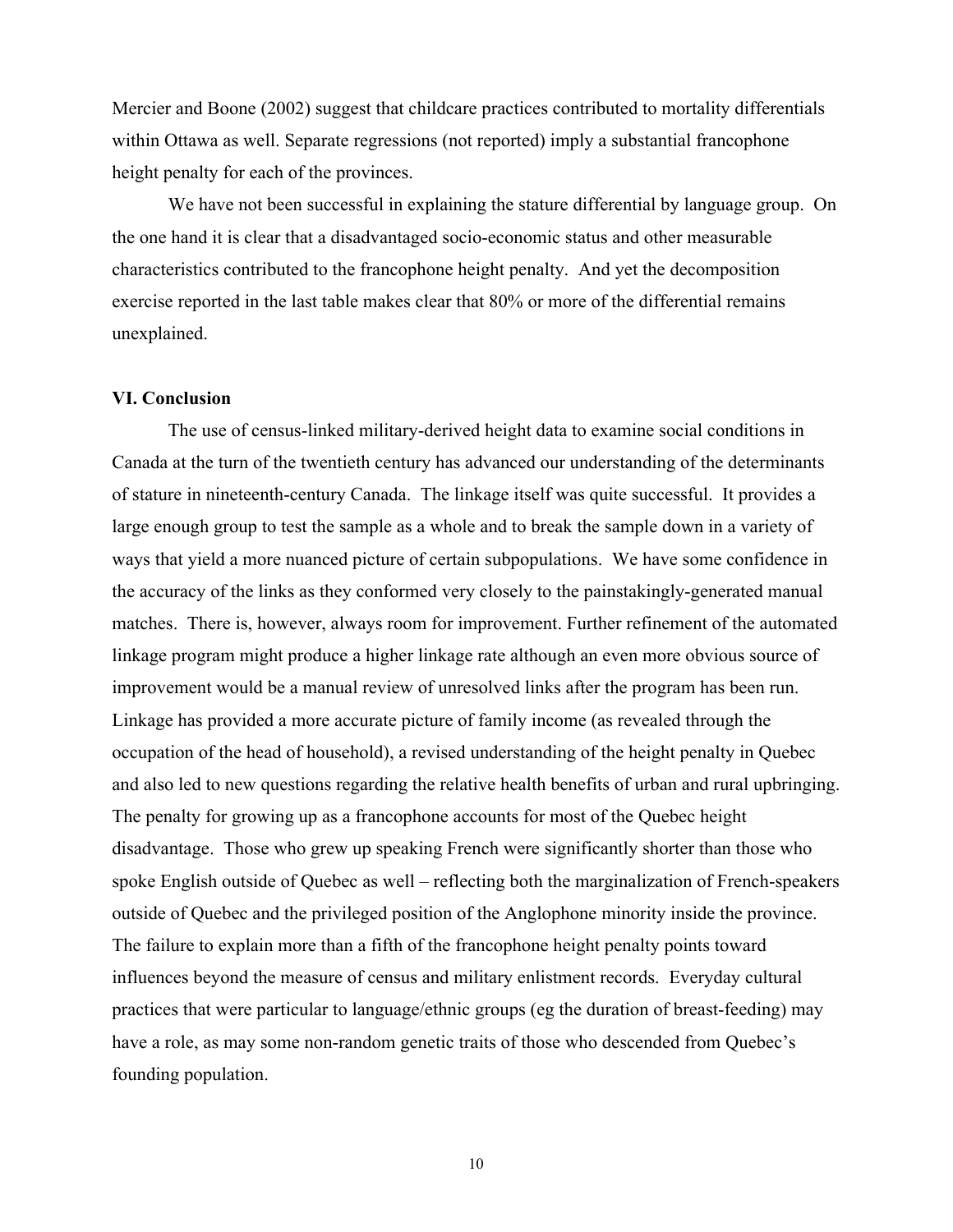Mercier and Boone (2002) suggest that childcare practices contributed to mortality differentials within Ottawa as well. Separate regressions (not reported) imply a substantial francophone height penalty for each of the provinces.

We have not been successful in explaining the stature differential by language group. On the one hand it is clear that a disadvantaged socio-economic status and other measurable characteristics contributed to the francophone height penalty. And yet the decomposition exercise reported in the last table makes clear that 80% or more of the differential remains unexplained.

## VI. Conclusion

The use of census-linked military-derived height data to examine social conditions in Canada at the turn of the twentieth century has advanced our understanding of the determinants of stature in nineteenth-century Canada. The linkage itself was quite successful. It provides a large enough group to test the sample as a whole and to break the sample down in a variety of ways that yield a more nuanced picture of certain subpopulations. We have some confidence in the accuracy of the links as they conformed very closely to the painstakingly-generated manual matches. There is, however, always room for improvement. Further refinement of the automated linkage program might produce a higher linkage rate although an even more obvious source of improvement would be a manual review of unresolved links after the program has been run. Linkage has provided a more accurate picture of family income (as revealed through the occupation of the head of household), a revised understanding of the height penalty in Quebec and also led to new questions regarding the relative health benefits of urban and rural upbringing. The penalty for growing up as a francophone accounts for most of the Quebec height disadvantage. Those who grew up speaking French were significantly shorter than those who spoke English outside of Quebec as well – reflecting both the marginalization of French-speakers outside of Quebec and the privileged position of the Anglophone minority inside the province. The failure to explain more than a fifth of the francophone height penalty points toward influences beyond the measure of census and military enlistment records. Everyday cultural practices that were particular to language/ethnic groups (eg the duration of breast-feeding) may have a role, as may some non-random genetic traits of those who descended from Quebec's founding population.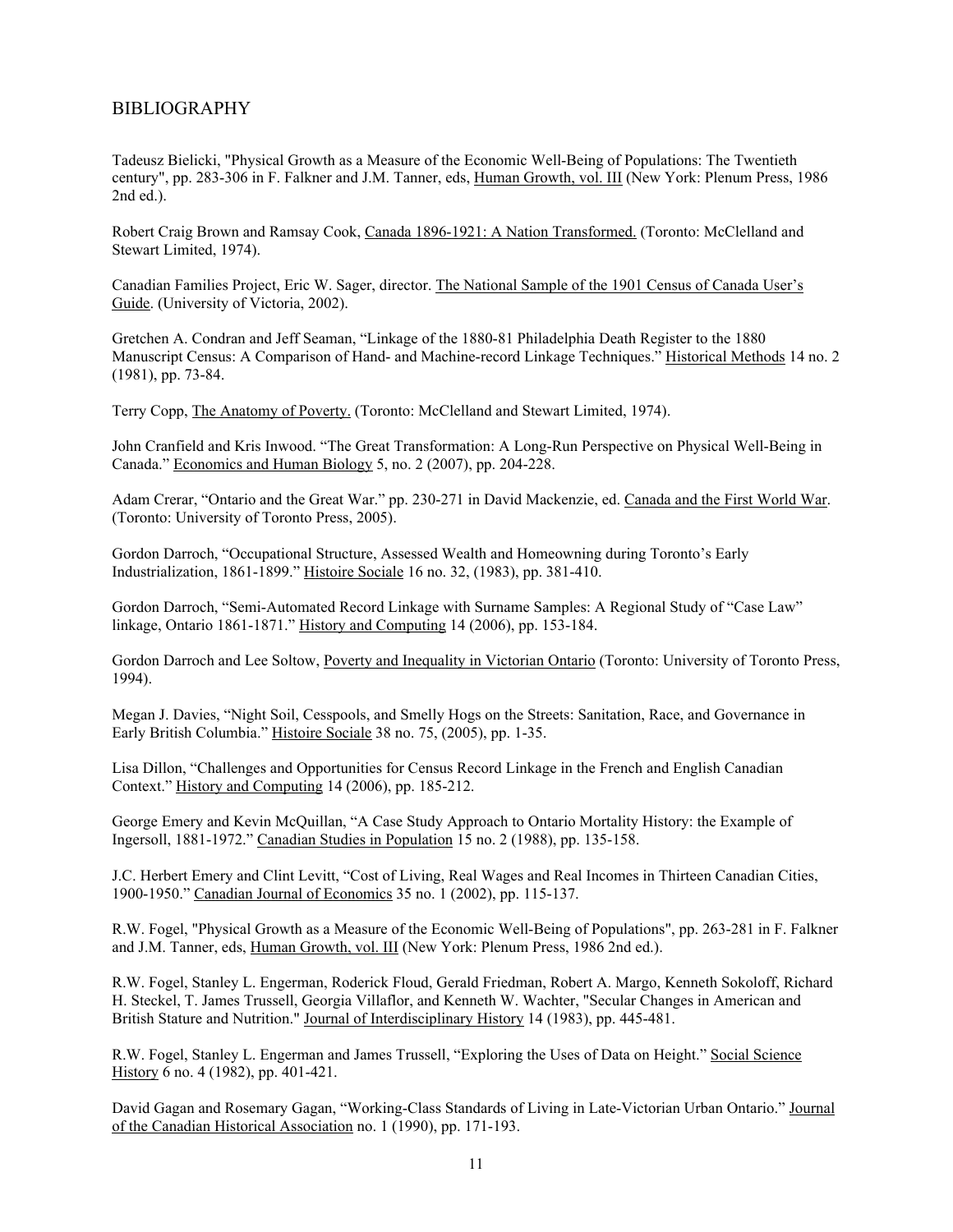## BIBLIOGRAPHY

Tadeusz Bielicki, "Physical Growth as a Measure of the Economic Well-Being of Populations: The Twentieth century", pp. 283-306 in F. Falkner and J.M. Tanner, eds, Human Growth, vol. III (New York: Plenum Press, 1986 2nd ed.).

Robert Craig Brown and Ramsay Cook, Canada 1896-1921: A Nation Transformed. (Toronto: McClelland and Stewart Limited, 1974).

Canadian Families Project, Eric W. Sager, director. The National Sample of the 1901 Census of Canada User's Guide. (University of Victoria, 2002).

Gretchen A. Condran and Jeff Seaman, "Linkage of the 1880-81 Philadelphia Death Register to the 1880 Manuscript Census: A Comparison of Hand- and Machine-record Linkage Techniques." Historical Methods 14 no. 2 (1981), pp. 73-84.

Terry Copp, The Anatomy of Poverty. (Toronto: McClelland and Stewart Limited, 1974).

John Cranfield and Kris Inwood. "The Great Transformation: A Long-Run Perspective on Physical Well-Being in Canada." Economics and Human Biology 5, no. 2 (2007), pp. 204-228.

Adam Crerar, "Ontario and the Great War." pp. 230-271 in David Mackenzie, ed. Canada and the First World War. (Toronto: University of Toronto Press, 2005).

Gordon Darroch, "Occupational Structure, Assessed Wealth and Homeowning during Toronto's Early Industrialization, 1861-1899." Histoire Sociale 16 no. 32, (1983), pp. 381-410.

Gordon Darroch, "Semi-Automated Record Linkage with Surname Samples: A Regional Study of "Case Law" linkage, Ontario 1861-1871." History and Computing 14 (2006), pp. 153-184.

Gordon Darroch and Lee Soltow, Poverty and Inequality in Victorian Ontario (Toronto: University of Toronto Press, 1994).

Megan J. Davies, "Night Soil, Cesspools, and Smelly Hogs on the Streets: Sanitation, Race, and Governance in Early British Columbia." Histoire Sociale 38 no. 75, (2005), pp. 1-35.

Lisa Dillon, "Challenges and Opportunities for Census Record Linkage in the French and English Canadian Context." History and Computing 14 (2006), pp. 185-212.

George Emery and Kevin McQuillan, "A Case Study Approach to Ontario Mortality History: the Example of Ingersoll, 1881-1972." Canadian Studies in Population 15 no. 2 (1988), pp. 135-158.

J.C. Herbert Emery and Clint Levitt, "Cost of Living, Real Wages and Real Incomes in Thirteen Canadian Cities, 1900-1950." Canadian Journal of Economics 35 no. 1 (2002), pp. 115-137.

R.W. Fogel, "Physical Growth as a Measure of the Economic Well-Being of Populations", pp. 263-281 in F. Falkner and J.M. Tanner, eds, Human Growth, vol. III (New York: Plenum Press, 1986 2nd ed.).

R.W. Fogel, Stanley L. Engerman, Roderick Floud, Gerald Friedman, Robert A. Margo, Kenneth Sokoloff, Richard H. Steckel, T. James Trussell, Georgia Villaflor, and Kenneth W. Wachter, "Secular Changes in American and British Stature and Nutrition." Journal of Interdisciplinary History 14 (1983), pp. 445-481.

R.W. Fogel, Stanley L. Engerman and James Trussell, "Exploring the Uses of Data on Height." Social Science History 6 no. 4 (1982), pp. 401-421.

David Gagan and Rosemary Gagan, "Working-Class Standards of Living in Late-Victorian Urban Ontario." Journal of the Canadian Historical Association no. 1 (1990), pp. 171-193.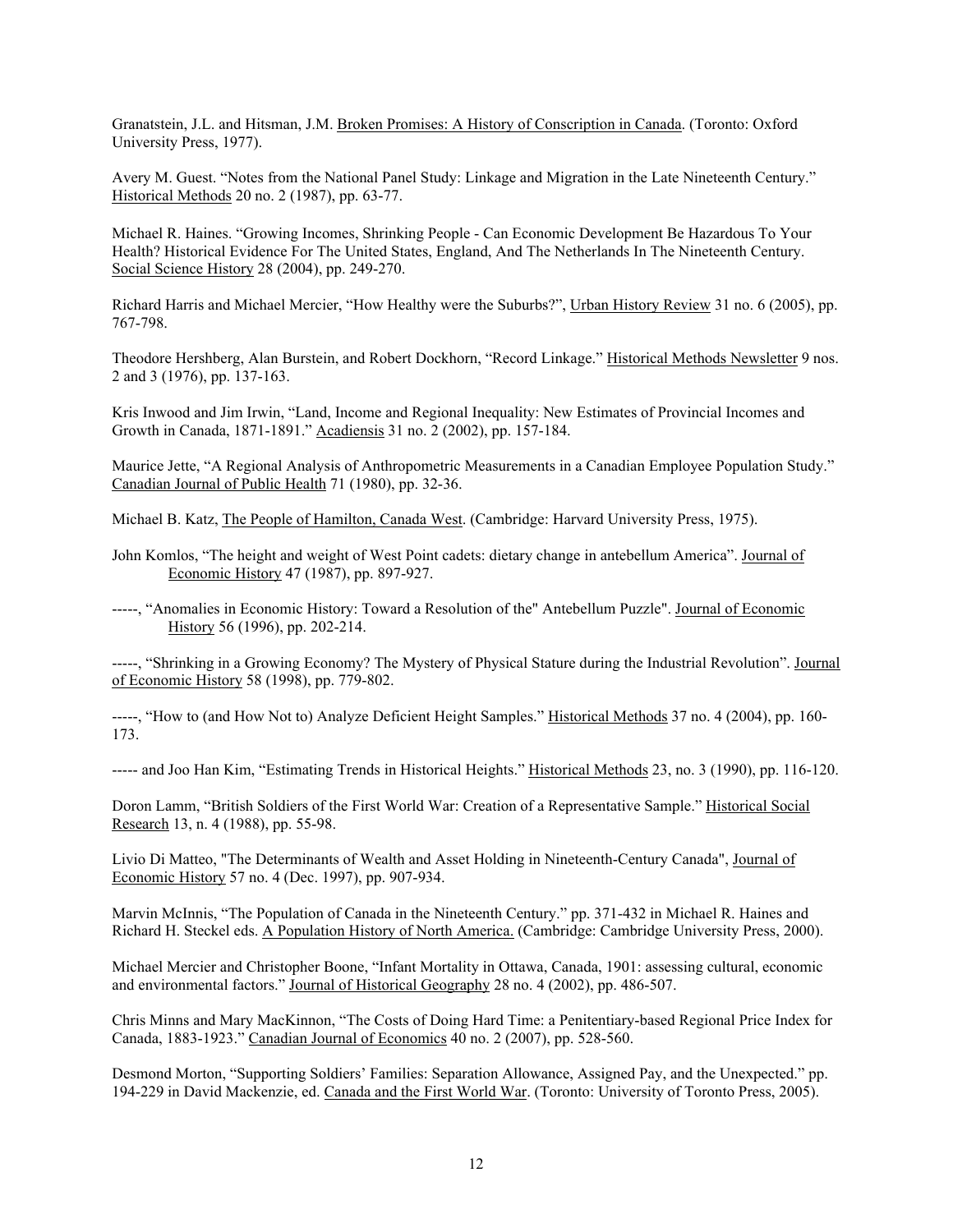Granatstein, J.L. and Hitsman, J.M. Broken Promises: A History of Conscription in Canada. (Toronto: Oxford University Press, 1977).

Avery M. Guest. "Notes from the National Panel Study: Linkage and Migration in the Late Nineteenth Century." Historical Methods 20 no. 2 (1987), pp. 63-77.

Michael R. Haines. "Growing Incomes, Shrinking People - Can Economic Development Be Hazardous To Your Health? Historical Evidence For The United States, England, And The Netherlands In The Nineteenth Century. Social Science History 28 (2004), pp. 249-270.

Richard Harris and Michael Mercier, "How Healthy were the Suburbs?", Urban History Review 31 no. 6 (2005), pp. 767-798.

Theodore Hershberg, Alan Burstein, and Robert Dockhorn, "Record Linkage." Historical Methods Newsletter 9 nos. 2 and 3 (1976), pp. 137-163.

Kris Inwood and Jim Irwin, "Land, Income and Regional Inequality: New Estimates of Provincial Incomes and Growth in Canada, 1871-1891." Acadiensis 31 no. 2 (2002), pp. 157-184.

Maurice Jette, "A Regional Analysis of Anthropometric Measurements in a Canadian Employee Population Study." Canadian Journal of Public Health 71 (1980), pp. 32-36.

Michael B. Katz, The People of Hamilton, Canada West. (Cambridge: Harvard University Press, 1975).

John Komlos, "The height and weight of West Point cadets: dietary change in antebellum America". Journal of Economic History 47 (1987), pp. 897-927.

-----, "Anomalies in Economic History: Toward a Resolution of the" Antebellum Puzzle". Journal of Economic History 56 (1996), pp. 202-214.

-----, "Shrinking in a Growing Economy? The Mystery of Physical Stature during the Industrial Revolution". Journal of Economic History 58 (1998), pp. 779-802.

-----, "How to (and How Not to) Analyze Deficient Height Samples." Historical Methods 37 no. 4 (2004), pp. 160-173.

----- and Joo Han Kim, "Estimating Trends in Historical Heights." Historical Methods 23, no. 3 (1990), pp. 116-120.

Doron Lamm, "British Soldiers of the First World War: Creation of a Representative Sample." Historical Social Research 13, n. 4 (1988), pp. 55-98.

Livio Di Matteo, "The Determinants of Wealth and Asset Holding in Nineteenth-Century Canada", Journal of Economic History 57 no. 4 (Dec. 1997), pp. 907-934.

Marvin McInnis, "The Population of Canada in the Nineteenth Century." pp. 371-432 in Michael R. Haines and Richard H. Steckel eds. A Population History of North America. (Cambridge: Cambridge University Press, 2000).

Michael Mercier and Christopher Boone, "Infant Mortality in Ottawa, Canada, 1901: assessing cultural, economic and environmental factors." Journal of Historical Geography 28 no. 4 (2002), pp. 486-507.

Chris Minns and Mary MacKinnon, "The Costs of Doing Hard Time: a Penitentiary-based Regional Price Index for Canada, 1883-1923." Canadian Journal of Economics 40 no. 2 (2007), pp. 528-560.

Desmond Morton, "Supporting Soldiers' Families: Separation Allowance, Assigned Pay, and the Unexpected." pp. 194-229 in David Mackenzie, ed. Canada and the First World War. (Toronto: University of Toronto Press, 2005).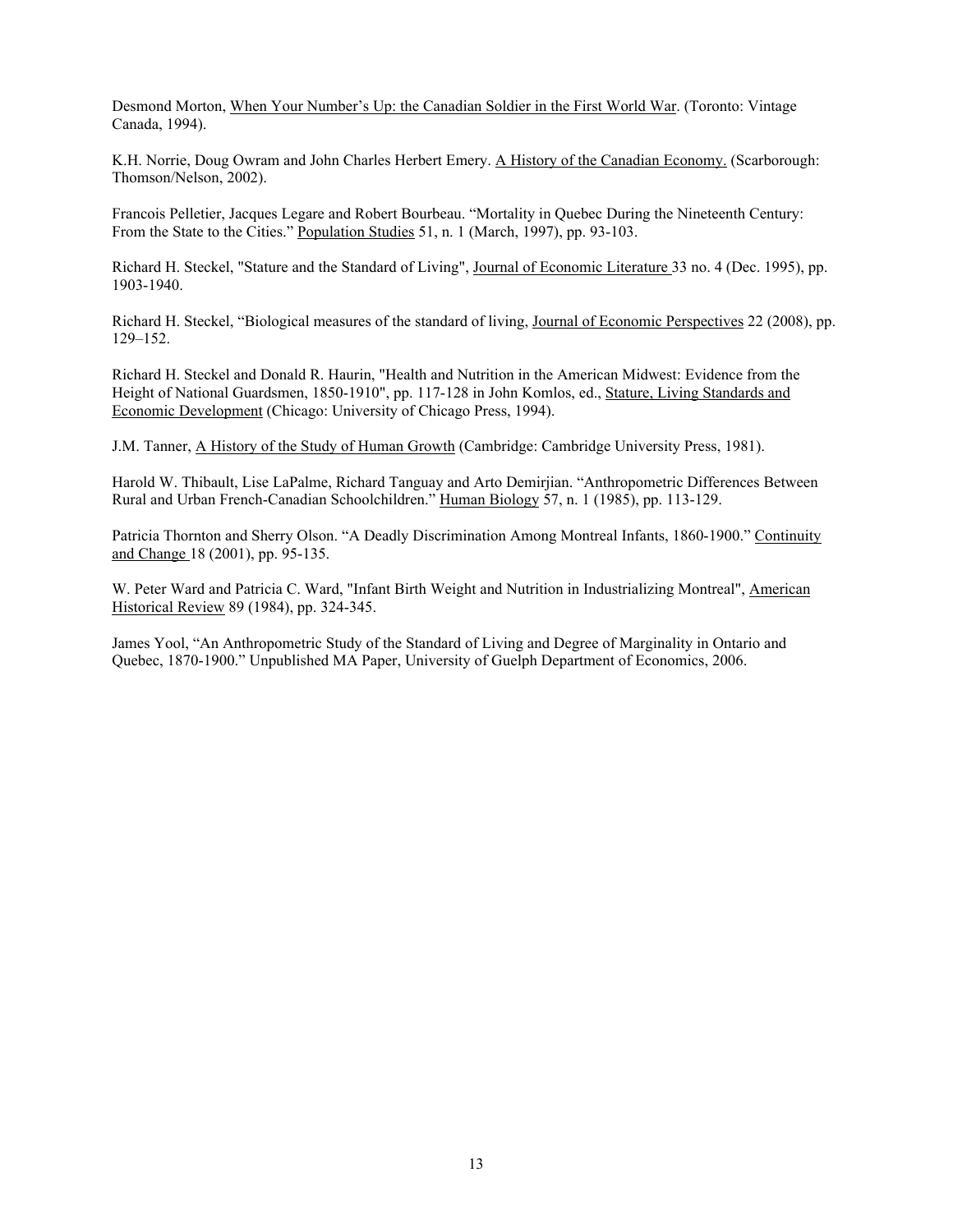Desmond Morton, When Your Number's Up: the Canadian Soldier in the First World War. (Toronto: Vintage Canada, 1994).

K.H. Norrie, Doug Owram and John Charles Herbert Emery. A History of the Canadian Economy. (Scarborough: Thomson/Nelson, 2002).

Francois Pelletier, Jacques Legare and Robert Bourbeau. "Mortality in Quebec During the Nineteenth Century: From the State to the Cities." Population Studies 51, n. 1 (March, 1997), pp. 93-103.

Richard H. Steckel, "Stature and the Standard of Living", Journal of Economic Literature 33 no. 4 (Dec. 1995), pp. 1903-1940.

Richard H. Steckel, "Biological measures of the standard of living, Journal of Economic Perspectives 22 (2008), pp. 129–152.

Richard H. Steckel and Donald R. Haurin, "Health and Nutrition in the American Midwest: Evidence from the Height of National Guardsmen, 1850-1910", pp. 117-128 in John Komlos, ed., Stature, Living Standards and Economic Development (Chicago: University of Chicago Press, 1994).

J.M. Tanner, A History of the Study of Human Growth (Cambridge: Cambridge University Press, 1981).

Harold W. Thibault, Lise LaPalme, Richard Tanguay and Arto Demirjian. "Anthropometric Differences Between Rural and Urban French-Canadian Schoolchildren." Human Biology 57, n. 1 (1985), pp. 113-129.

Patricia Thornton and Sherry Olson. "A Deadly Discrimination Among Montreal Infants, 1860-1900." Continuity and Change 18 (2001), pp. 95-135.

W. Peter Ward and Patricia C. Ward, "Infant Birth Weight and Nutrition in Industrializing Montreal", American Historical Review 89 (1984), pp. 324-345.

James Yool, "An Anthropometric Study of the Standard of Living and Degree of Marginality in Ontario and Quebec, 1870-1900." Unpublished MA Paper, University of Guelph Department of Economics, 2006.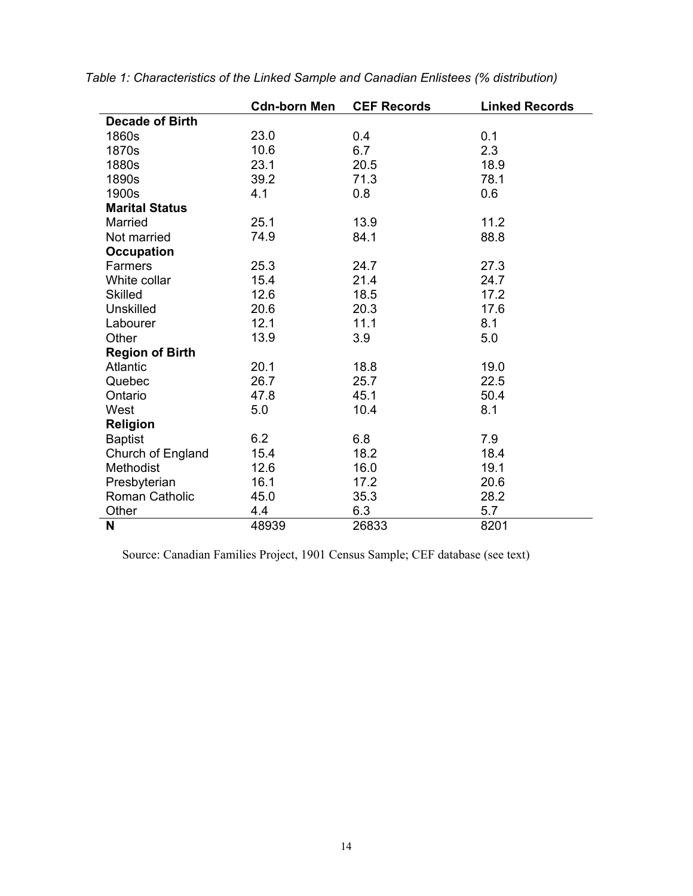*Table 1: Characteristics of the Linked Sample and Canadian Enlistees (% distribution)*

| | Cdn-born Men | CEF Records | Linked Records |
|---|---|---|---|
| **Decade of Birth** | | | |
| 1860s | 23.0 | 0.4 | 0.1 |
| 1870s | 10.6 | 6.7 | 2.3 |
| 1880s | 23.1 | 20.5 | 18.9 |
| 1890s | 39.2 | 71.3 | 78.1 |
| 1900s | 4.1 | 0.8 | 0.6 |
| **Marital Status** | | | |
| Married | 25.1 | 13.9 | 11.2 |
| Not married | 74.9 | 84.1 | 88.8 |
| **Occupation** | | | |
| Farmers | 25.3 | 24.7 | 27.3 |
| White collar | 15.4 | 21.4 | 24.7 |
| Skilled | 12.6 | 18.5 | 17.2 |
| Unskilled | 20.6 | 20.3 | 17.6 |
| Labourer | 12.1 | 11.1 | 8.1 |
| Other | 13.9 | 3.9 | 5.0 |
| **Region of Birth** | | | |
| Atlantic | 20.1 | 18.8 | 19.0 |
| Quebec | 26.7 | 25.7 | 22.5 |
| Ontario | 47.8 | 45.1 | 50.4 |
| West | 5.0 | 10.4 | 8.1 |
| **Religion** | | | |
| Baptist | 6.2 | 6.8 | 7.9 |
| Church of England | 15.4 | 18.2 | 18.4 |
| Methodist | 12.6 | 16.0 | 19.1 |
| Presbyterian | 16.1 | 17.2 | 20.6 |
| Roman Catholic | 45.0 | 35.3 | 28.2 |
| Other | 4.4 | 6.3 | 5.7 |
| **N** | 48939 | 26833 | 8201 |

Source: Canadian Families Project, 1901 Census Sample; CEF database (see text)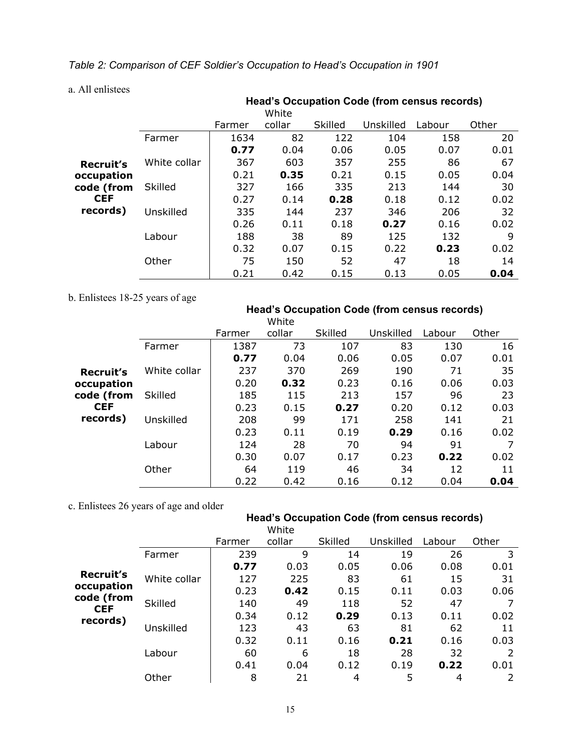*Table 2: Comparison of CEF Soldier's Occupation to Head's Occupation in 1901*

a. All enlistees

| | | Head's Occupation Code (from census records) | | | | | |
|---|---|---|---|---|---|---|---|
| | | Farmer | White collar | Skilled | Unskilled | Labour | Other |
| Recruit's occupation code (from CEF records) | Farmer | 1634 | 82 | 122 | 104 | 158 | 20 |
| | | **0.77** | 0.04 | 0.06 | 0.05 | 0.07 | 0.01 |
| | White collar | 367 | 603 | 357 | 255 | 86 | 67 |
| | | 0.21 | **0.35** | 0.21 | 0.15 | 0.05 | 0.04 |
| | Skilled | 327 | 166 | 335 | 213 | 144 | 30 |
| | | 0.27 | 0.14 | **0.28** | 0.18 | 0.12 | 0.02 |
| | Unskilled | 335 | 144 | 237 | 346 | 206 | 32 |
| | | 0.26 | 0.11 | 0.18 | **0.27** | 0.16 | 0.02 |
| | Labour | 188 | 38 | 89 | 125 | 132 | 9 |
| | | 0.32 | 0.07 | 0.15 | 0.22 | **0.23** | 0.02 |
| | Other | 75 | 150 | 52 | 47 | 18 | 14 |
| | | 0.21 | 0.42 | 0.15 | 0.13 | 0.05 | **0.04** |

b. Enlistees 18-25 years of age

| | | Head's Occupation Code (from census records) | | | | | |
|---|---|---|---|---|---|---|---|
| | | Farmer | White collar | Skilled | Unskilled | Labour | Other |
| Recruit's occupation code (from CEF records) | Farmer | 1387 | 73 | 107 | 83 | 130 | 16 |
| | | **0.77** | 0.04 | 0.06 | 0.05 | 0.07 | 0.01 |
| | White collar | 237 | 370 | 269 | 190 | 71 | 35 |
| | | 0.20 | **0.32** | 0.23 | 0.16 | 0.06 | 0.03 |
| | Skilled | 185 | 115 | 213 | 157 | 96 | 23 |
| | | 0.23 | 0.15 | **0.27** | 0.20 | 0.12 | 0.03 |
| | Unskilled | 208 | 99 | 171 | 258 | 141 | 21 |
| | | 0.23 | 0.11 | 0.19 | **0.29** | 0.16 | 0.02 |
| | Labour | 124 | 28 | 70 | 94 | 91 | 7 |
| | | 0.30 | 0.07 | 0.17 | 0.23 | **0.22** | 0.02 |
| | Other | 64 | 119 | 46 | 34 | 12 | 11 |
| | | 0.22 | 0.42 | 0.16 | 0.12 | 0.04 | **0.04** |

c. Enlistees 26 years of age and older

| | | Head's Occupation Code (from census records) | | | | | |
|---|---|---|---|---|---|---|---|
| | | Farmer | White collar | Skilled | Unskilled | Labour | Other |
| Recruit's occupation code (from CEF records) | Farmer | 239 | 9 | 14 | 19 | 26 | 3 |
| | | **0.77** | 0.03 | 0.05 | 0.06 | 0.08 | 0.01 |
| | White collar | 127 | 225 | 83 | 61 | 15 | 31 |
| | | 0.23 | **0.42** | 0.15 | 0.11 | 0.03 | 0.06 |
| | Skilled | 140 | 49 | 118 | 52 | 47 | 7 |
| | | 0.34 | 0.12 | **0.29** | 0.13 | 0.11 | 0.02 |
| | Unskilled | 123 | 43 | 63 | 81 | 62 | 11 |
| | | 0.32 | 0.11 | 0.16 | **0.21** | 0.16 | 0.03 |
| | Labour | 60 | 6 | 18 | 28 | 32 | 2 |
| | | 0.41 | 0.04 | 0.12 | 0.19 | **0.22** | 0.01 |
| | Other | 8 | 21 | 4 | 5 | 4 | 2 |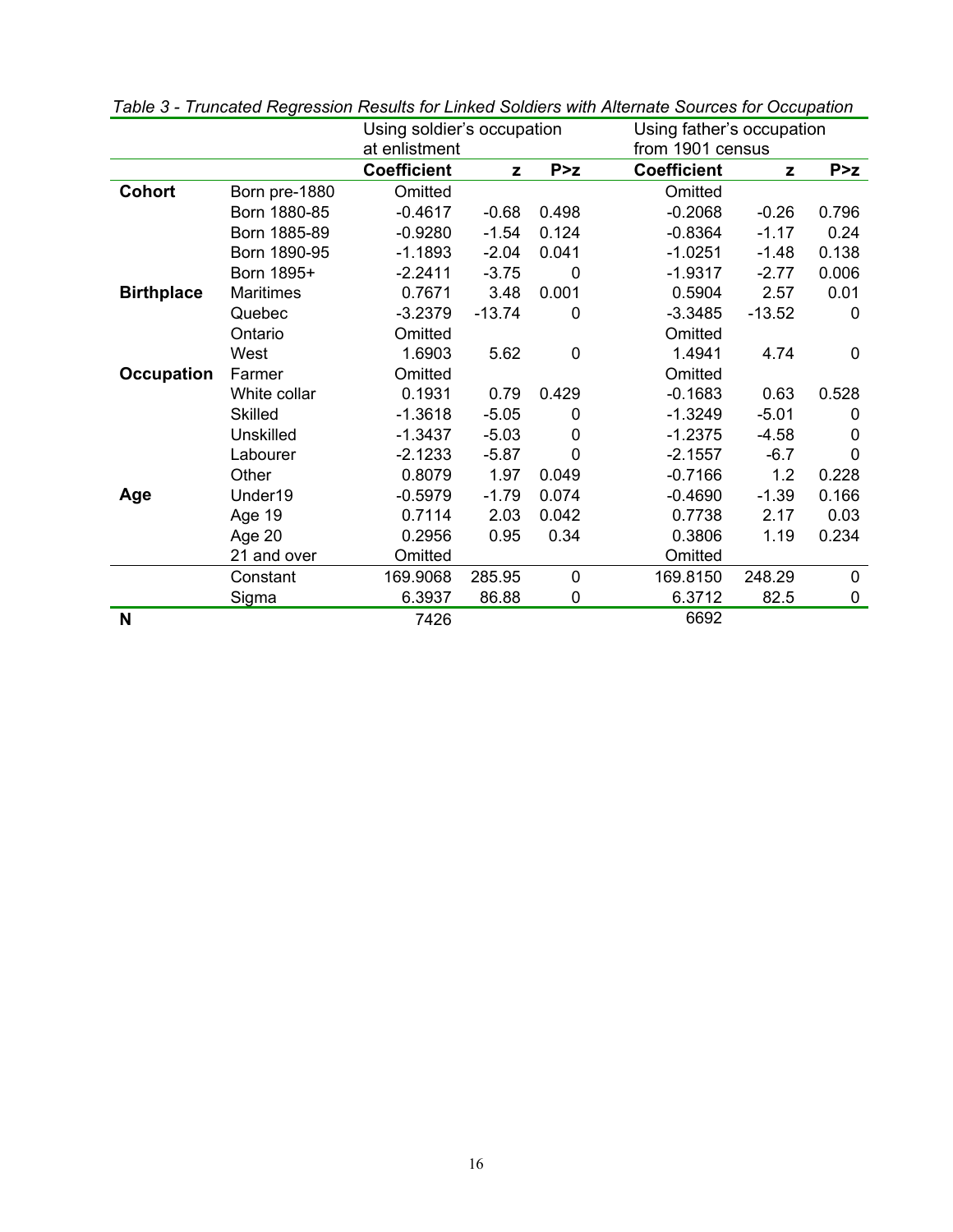*Table 3 - Truncated Regression Results for Linked Soldiers with Alternate Sources for Occupation*

| | | Using soldier's occupation at enlistment | | | Using father's occupation from 1901 census | | |
|---|---|---|---|---|---|---|---|
| | | **Coefficient** | **z** | **P>z** | **Coefficient** | **z** | **P>z** |
| **Cohort** | Born pre-1880 | Omitted | | | Omitted | | |
| | Born 1880-85 | -0.4617 | -0.68 | 0.498 | -0.2068 | -0.26 | 0.796 |
| | Born 1885-89 | -0.9280 | -1.54 | 0.124 | -0.8364 | -1.17 | 0.24 |
| | Born 1890-95 | -1.1893 | -2.04 | 0.041 | -1.0251 | -1.48 | 0.138 |
| | Born 1895+ | -2.2411 | -3.75 | 0 | -1.9317 | -2.77 | 0.006 |
| **Birthplace** | Maritimes | 0.7671 | 3.48 | 0.001 | 0.5904 | 2.57 | 0.01 |
| | Quebec | -3.2379 | -13.74 | 0 | -3.3485 | -13.52 | 0 |
| | Ontario | Omitted | | | Omitted | | |
| | West | 1.6903 | 5.62 | 0 | 1.4941 | 4.74 | 0 |
| **Occupation** | Farmer | Omitted | | | Omitted | | |
| | White collar | 0.1931 | 0.79 | 0.429 | -0.1683 | 0.63 | 0.528 |
| | Skilled | -1.3618 | -5.05 | 0 | -1.3249 | -5.01 | 0 |
| | Unskilled | -1.3437 | -5.03 | 0 | -1.2375 | -4.58 | 0 |
| | Labourer | -2.1233 | -5.87 | 0 | -2.1557 | -6.7 | 0 |
| | Other | 0.8079 | 1.97 | 0.049 | -0.7166 | 1.2 | 0.228 |
| **Age** | Under19 | -0.5979 | -1.79 | 0.074 | -0.4690 | -1.39 | 0.166 |
| | Age 19 | 0.7114 | 2.03 | 0.042 | 0.7738 | 2.17 | 0.03 |
| | Age 20 | 0.2956 | 0.95 | 0.34 | 0.3806 | 1.19 | 0.234 |
| | 21 and over | Omitted | | | Omitted | | |
| | Constant | 169.9068 | 285.95 | 0 | 169.8150 | 248.29 | 0 |
| | Sigma | 6.3937 | 86.88 | 0 | 6.3712 | 82.5 | 0 |
| **N** | | 7426 | | | 6692 | | |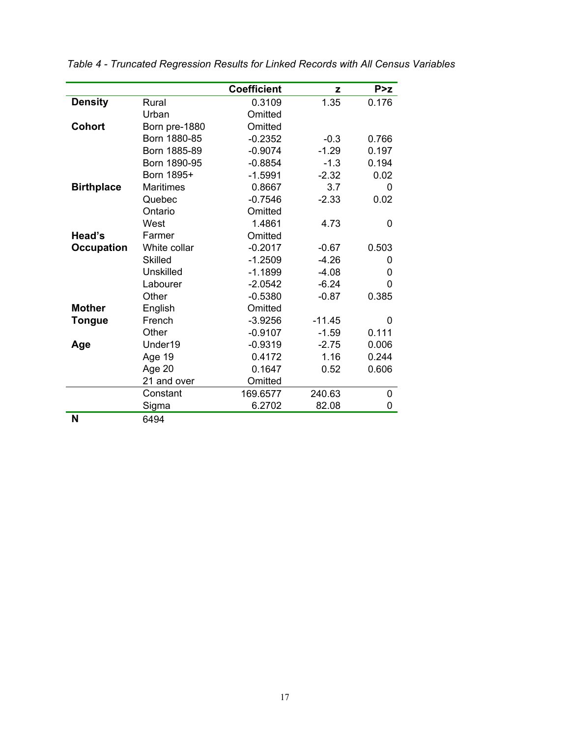*Table 4 - Truncated Regression Results for Linked Records with All Census Variables*

| | | Coefficient | z | P>z |
|---|---|---|---|---|
| **Density** | Rural | 0.3109 | 1.35 | 0.176 |
| | Urban | Omitted | | |
| **Cohort** | Born pre-1880 | Omitted | | |
| | Born 1880-85 | -0.2352 | -0.3 | 0.766 |
| | Born 1885-89 | -0.9074 | -1.29 | 0.197 |
| | Born 1890-95 | -0.8854 | -1.3 | 0.194 |
| | Born 1895+ | -1.5991 | -2.32 | 0.02 |
| **Birthplace** | Maritimes | 0.8667 | 3.7 | 0 |
| | Quebec | -0.7546 | -2.33 | 0.02 |
| | Ontario | Omitted | | |
| | West | 1.4861 | 4.73 | 0 |
| **Head's Occupation** | Farmer | Omitted | | |
| | White collar | -0.2017 | -0.67 | 0.503 |
| | Skilled | -1.2509 | -4.26 | 0 |
| | Unskilled | -1.1899 | -4.08 | 0 |
| | Labourer | -2.0542 | -6.24 | 0 |
| | Other | -0.5380 | -0.87 | 0.385 |
| **Mother Tongue** | English | Omitted | | |
| | French | -3.9256 | -11.45 | 0 |
| | Other | -0.9107 | -1.59 | 0.111 |
| **Age** | Under19 | -0.9319 | -2.75 | 0.006 |
| | Age 19 | 0.4172 | 1.16 | 0.244 |
| | Age 20 | 0.1647 | 0.52 | 0.606 |
| | 21 and over | Omitted | | |
| | Constant | 169.6577 | 240.63 | 0 |
| | Sigma | 6.2702 | 82.08 | 0 |
| **N** | 6494 | | | |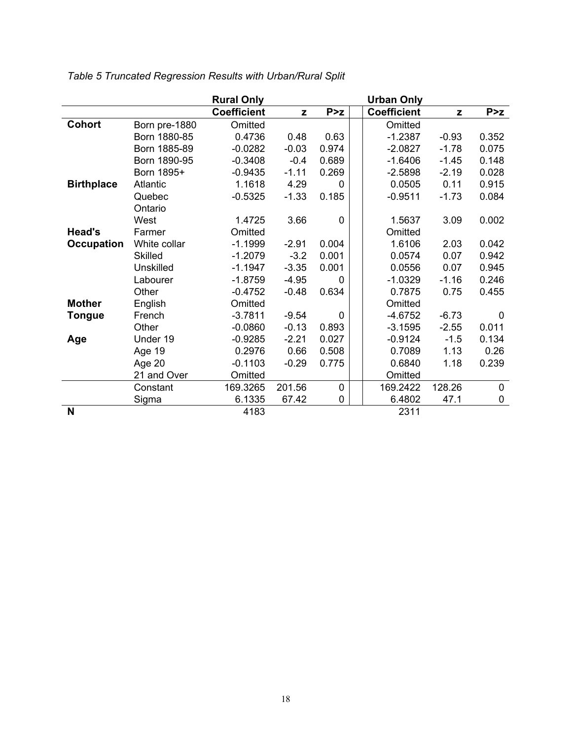*Table 5 Truncated Regression Results with Urban/Rural Split*

| | | Rural Only | | | Urban Only | | |
|---|---|---|---|---|---|---|---|
| | | **Coefficient** | **z** | **P>z** | **Coefficient** | **z** | **P>z** |
| **Cohort** | Born pre-1880 | Omitted | | | Omitted | | |
| | Born 1880-85 | 0.4736 | 0.48 | 0.63 | -1.2387 | -0.93 | 0.352 |
| | Born 1885-89 | -0.0282 | -0.03 | 0.974 | -2.0827 | -1.78 | 0.075 |
| | Born 1890-95 | -0.3408 | -0.4 | 0.689 | -1.6406 | -1.45 | 0.148 |
| | Born 1895+ | -0.9435 | -1.11 | 0.269 | -2.5898 | -2.19 | 0.028 |
| **Birthplace** | Atlantic | 1.1618 | 4.29 | 0 | 0.0505 | 0.11 | 0.915 |
| | Quebec | -0.5325 | -1.33 | 0.185 | -0.9511 | -1.73 | 0.084 |
| | Ontario | | | | | | |
| | West | 1.4725 | 3.66 | 0 | 1.5637 | 3.09 | 0.002 |
| **Head's Occupation** | Farmer | Omitted | | | Omitted | | |
| | White collar | -1.1999 | -2.91 | 0.004 | 1.6106 | 2.03 | 0.042 |
| | Skilled | -1.2079 | -3.2 | 0.001 | 0.0574 | 0.07 | 0.942 |
| | Unskilled | -1.1947 | -3.35 | 0.001 | 0.0556 | 0.07 | 0.945 |
| | Labourer | -1.8759 | -4.95 | 0 | -1.0329 | -1.16 | 0.246 |
| | Other | -0.4752 | -0.48 | 0.634 | 0.7875 | 0.75 | 0.455 |
| **Mother Tongue** | English | Omitted | | | Omitted | | |
| | French | -3.7811 | -9.54 | 0 | -4.6752 | -6.73 | 0 |
| | Other | -0.0860 | -0.13 | 0.893 | -3.1595 | -2.55 | 0.011 |
| **Age** | Under 19 | -0.9285 | -2.21 | 0.027 | -0.9124 | -1.5 | 0.134 |
| | Age 19 | 0.2976 | 0.66 | 0.508 | 0.7089 | 1.13 | 0.26 |
| | Age 20 | -0.1103 | -0.29 | 0.775 | 0.6840 | 1.18 | 0.239 |
| | 21 and Over | Omitted | | | Omitted | | |
| | Constant | 169.3265 | 201.56 | 0 | 169.2422 | 128.26 | 0 |
| | Sigma | 6.1335 | 67.42 | 0 | 6.4802 | 47.1 | 0 |
| **N** | | 4183 | | | 2311 | | |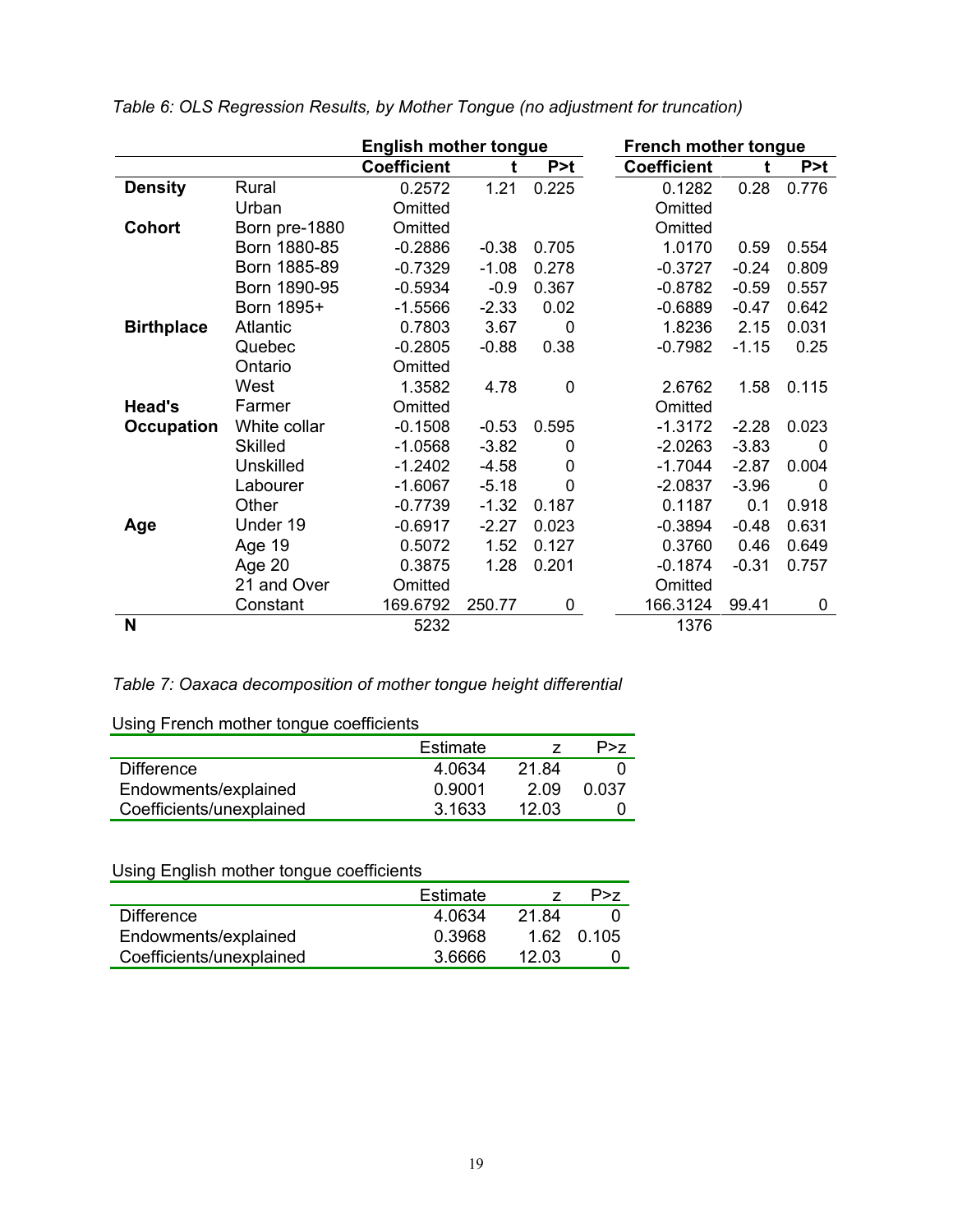*Table 6: OLS Regression Results, by Mother Tongue (no adjustment for truncation)*

| | | English mother tongue | | | French mother tongue | | |
|---|---|---|---|---|---|---|---|
| | | **Coefficient** | **t** | **P>t** | **Coefficient** | **t** | **P>t** |
| **Density** | Rural | 0.2572 | 1.21 | 0.225 | 0.1282 | 0.28 | 0.776 |
| | Urban | Omitted | | | Omitted | | |
| **Cohort** | Born pre-1880 | Omitted | | | Omitted | | |
| | Born 1880-85 | -0.2886 | -0.38 | 0.705 | 1.0170 | 0.59 | 0.554 |
| | Born 1885-89 | -0.7329 | -1.08 | 0.278 | -0.3727 | -0.24 | 0.809 |
| | Born 1890-95 | -0.5934 | -0.9 | 0.367 | -0.8782 | -0.59 | 0.557 |
| | Born 1895+ | -1.5566 | -2.33 | 0.02 | -0.6889 | -0.47 | 0.642 |
| **Birthplace** | Atlantic | 0.7803 | 3.67 | 0 | 1.8236 | 2.15 | 0.031 |
| | Quebec | -0.2805 | -0.88 | 0.38 | -0.7982 | -1.15 | 0.25 |
| | Ontario | Omitted | | | | | |
| | West | 1.3582 | 4.78 | 0 | 2.6762 | 1.58 | 0.115 |
| **Head's Occupation** | Farmer | Omitted | | | Omitted | | |
| | White collar | -0.1508 | -0.53 | 0.595 | -1.3172 | -2.28 | 0.023 |
| | Skilled | -1.0568 | -3.82 | 0 | -2.0263 | -3.83 | 0 |
| | Unskilled | -1.2402 | -4.58 | 0 | -1.7044 | -2.87 | 0.004 |
| | Labourer | -1.6067 | -5.18 | 0 | -2.0837 | -3.96 | 0 |
| | Other | -0.7739 | -1.32 | 0.187 | 0.1187 | 0.1 | 0.918 |
| **Age** | Under 19 | -0.6917 | -2.27 | 0.023 | -0.3894 | -0.48 | 0.631 |
| | Age 19 | 0.5072 | 1.52 | 0.127 | 0.3760 | 0.46 | 0.649 |
| | Age 20 | 0.3875 | 1.28 | 0.201 | -0.1874 | -0.31 | 0.757 |
| | 21 and Over | Omitted | | | Omitted | | |
| | Constant | 169.6792 | 250.77 | 0 | 166.3124 | 99.41 | 0 |
| **N** | | 5232 | | | 1376 | | |

*Table 7: Oaxaca decomposition of mother tongue height differential*

Using French mother tongue coefficients

| | Estimate | z | P>z |
|---|---|---|---|
| Difference | 4.0634 | 21.84 | 0 |
| Endowments/explained | 0.9001 | 2.09 | 0.037 |
| Coefficients/unexplained | 3.1633 | 12.03 | 0 |

Using English mother tongue coefficients

| | Estimate | z | P>z |
|---|---|---|---|
| Difference | 4.0634 | 21.84 | 0 |
| Endowments/explained | 0.3968 | 1.62 | 0.105 |
| Coefficients/unexplained | 3.6666 | 12.03 | 0 |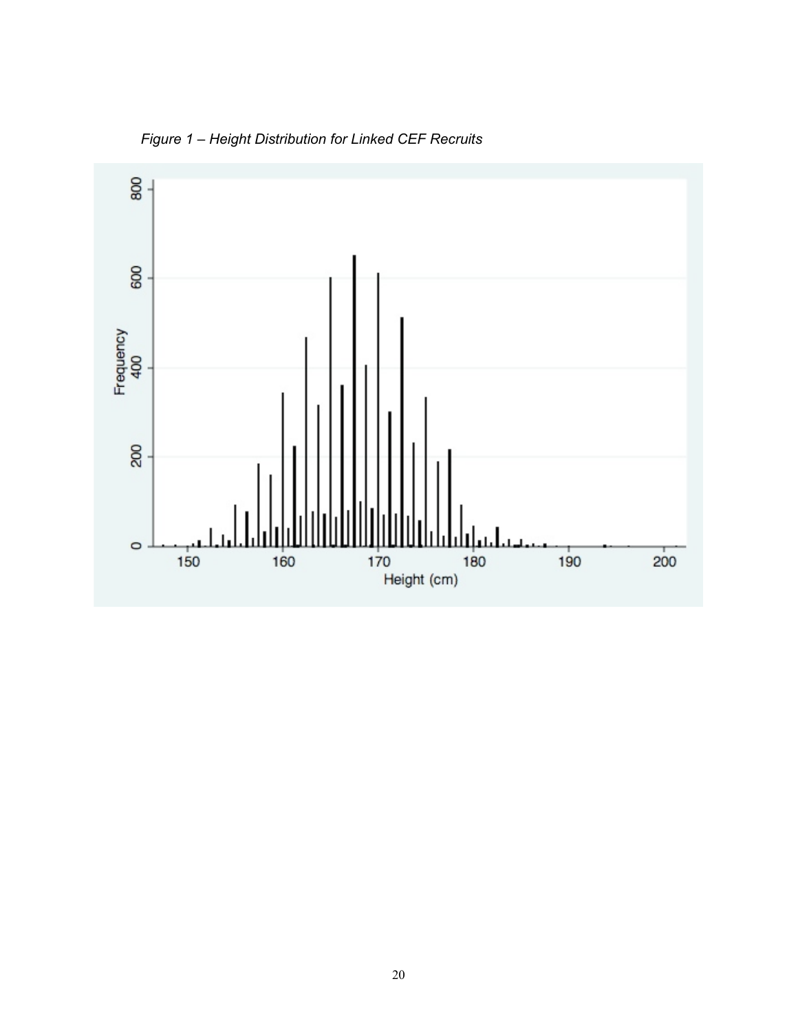*Figure 1 – Height Distribution for Linked CEF Recruits*

Frequency

0
200
400
600
800

150
160
170
180
190
200

Height (cm)